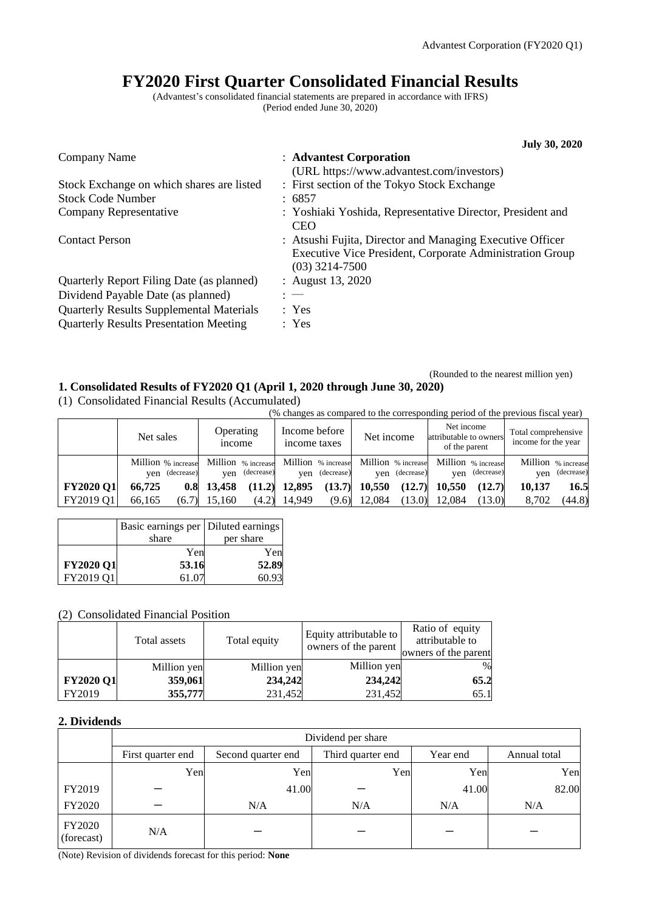# FY2020 First Quarter Consolidated Financial Results

(Advantest's consolidated financial statements are prepared in accordance with IFRS)
(Period ended June 30, 2020)

**July 30, 2020**

| | |
|---|---|
| Company Name | : **Advantest Corporation** (URL https://www.advantest.com/investors) |
| Stock Exchange on which shares are listed | : First section of the Tokyo Stock Exchange |
| Stock Code Number | : 6857 |
| Company Representative | : Yoshiaki Yoshida, Representative Director, President and CEO |
| Contact Person | : Atsushi Fujita, Director and Managing Executive Officer Executive Vice President, Corporate Administration Group (03) 3214-7500 |
| Quarterly Report Filing Date (as planned) | : August 13, 2020 |
| Dividend Payable Date (as planned) | : — |
| Quarterly Results Supplemental Materials | : Yes |
| Quarterly Results Presentation Meeting | : Yes |

(Rounded to the nearest million yen)

## 1. Consolidated Results of FY2020 Q1 (April 1, 2020 through June 30, 2020)

(1) Consolidated Financial Results (Accumulated)

(% changes as compared to the corresponding period of the previous fiscal year)

| | Net sales | | Operating income | | Income before income taxes | | Net income | | Net income attributable to owners of the parent | | Total comprehensive income for the year | |
|---|---|---|---|---|---|---|---|---|---|---|---|---|
| | Million yen | % increase (decrease) | Million yen | % increase (decrease) | Million yen | % increase (decrease) | Million yen | % increase (decrease) | Million yen | % increase (decrease) | Million yen | % increase (decrease) |
| **FY2020 Q1** | **66,725** | **0.8** | **13,458** | **(11.2)** | **12,895** | **(13.7)** | **10,550** | **(12.7)** | **10,550** | **(12.7)** | **10,137** | **16.5** |
| FY2019 Q1 | 66,165 | (6.7) | 15,160 | (4.2) | 14,949 | (9.6) | 12,084 | (13.0) | 12,084 | (13.0) | 8,702 | (44.8) |

| | Basic earnings per share | Diluted earnings per share |
|---|---|---|
| | Yen | Yen |
| **FY2020 Q1** | **53.16** | **52.89** |
| FY2019 Q1 | 61.07 | 60.93 |

(2) Consolidated Financial Position

| | Total assets | Total equity | Equity attributable to owners of the parent | Ratio of equity attributable to owners of the parent |
|---|---|---|---|---|
| | Million yen | Million yen | Million yen | % |
| **FY2020 Q1** | **359,061** | **234,242** | **234,242** | **65.2** |
| FY2019 | **355,777** | 231,452 | 231,452 | 65.1 |

## 2. Dividends

| | Dividend per share | | | | |
|---|---|---|---|---|---|
| | First quarter end | Second quarter end | Third quarter end | Year end | Annual total |
| | Yen | Yen | Yen | Yen | Yen |
| FY2019 | − | 41.00 | − | 41.00 | 82.00 |
| FY2020 | − | N/A | N/A | N/A | N/A |
| FY2020 (forecast) | N/A | − | − | − | − |

(Note) Revision of dividends forecast for this period: **None**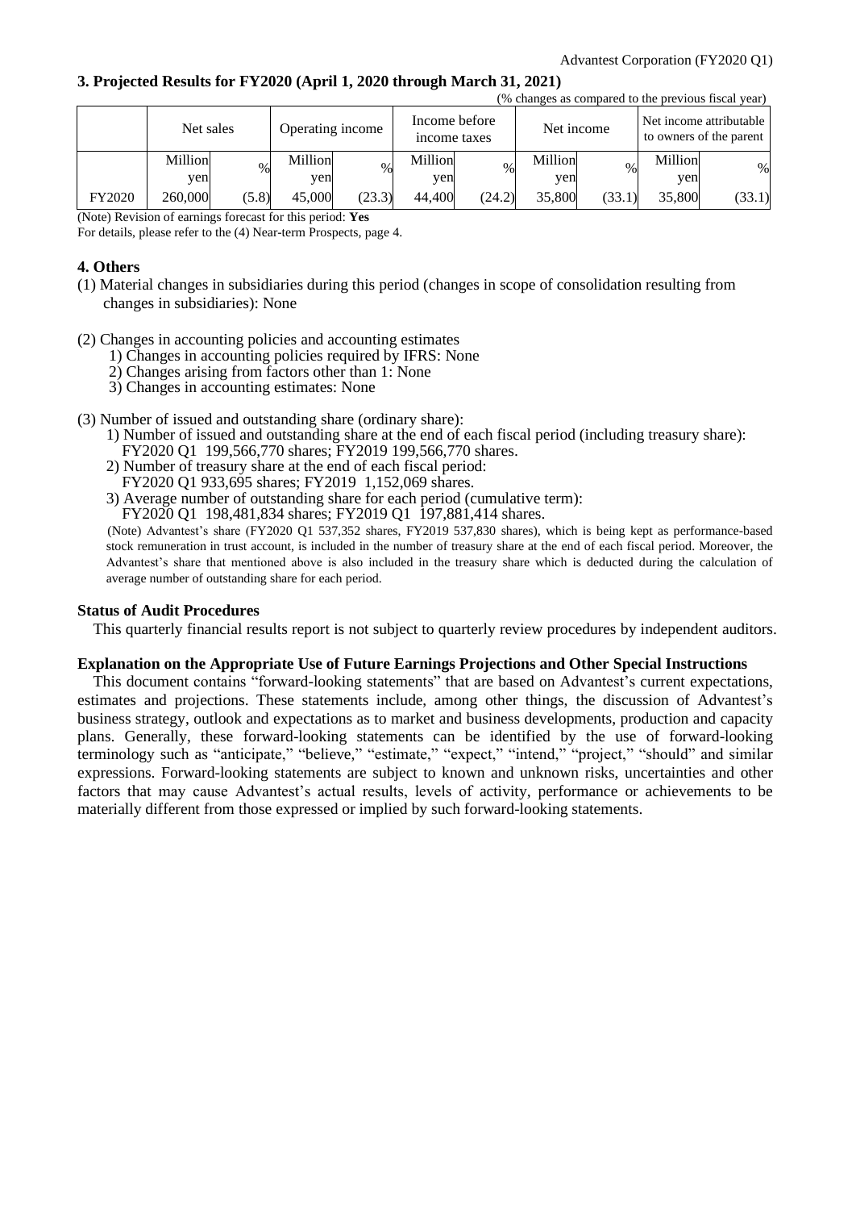## 3. Projected Results for FY2020 (April 1, 2020 through March 31, 2021)

(% changes as compared to the previous fiscal year)

| | Net sales | | Operating income | | Income before income taxes | | Net income | | Net income attributable to owners of the parent | |
|---|---|---|---|---|---|---|---|---|---|---|
| | Million yen | % | Million yen | % | Million yen | % | Million yen | % | Million yen | % |
| FY2020 | 260,000 | (5.8) | 45,000 | (23.3) | 44,400 | (24.2) | 35,800 | (33.1) | 35,800 | (33.1) |

(Note) Revision of earnings forecast for this period: **Yes**

For details, please refer to the (4) Near-term Prospects, page 4.

## 4. Others

(1) Material changes in subsidiaries during this period (changes in scope of consolidation resulting from changes in subsidiaries): None

(2) Changes in accounting policies and accounting estimates
  1) Changes in accounting policies required by IFRS: None
  2) Changes arising from factors other than 1: None
  3) Changes in accounting estimates: None

(3) Number of issued and outstanding share (ordinary share):
  1) Number of issued and outstanding share at the end of each fiscal period (including treasury share): FY2020 Q1 199,566,770 shares; FY2019 199,566,770 shares.
  2) Number of treasury share at the end of each fiscal period: FY2020 Q1 933,695 shares; FY2019 1,152,069 shares.
  3) Average number of outstanding share for each period (cumulative term): FY2020 Q1 198,481,834 shares; FY2019 Q1 197,881,414 shares.

(Note) Advantest's share (FY2020 Q1 537,352 shares, FY2019 537,830 shares), which is being kept as performance-based stock remuneration in trust account, is included in the number of treasury share at the end of each fiscal period. Moreover, the Advantest's share that mentioned above is also included in the treasury share which is deducted during the calculation of average number of outstanding share for each period.

### Status of Audit Procedures

This quarterly financial results report is not subject to quarterly review procedures by independent auditors.

### Explanation on the Appropriate Use of Future Earnings Projections and Other Special Instructions

This document contains "forward-looking statements" that are based on Advantest's current expectations, estimates and projections. These statements include, among other things, the discussion of Advantest's business strategy, outlook and expectations as to market and business developments, production and capacity plans. Generally, these forward-looking statements can be identified by the use of forward-looking terminology such as "anticipate," "believe," "estimate," "expect," "intend," "project," "should" and similar expressions. Forward-looking statements are subject to known and unknown risks, uncertainties and other factors that may cause Advantest's actual results, levels of activity, performance or achievements to be materially different from those expressed or implied by such forward-looking statements.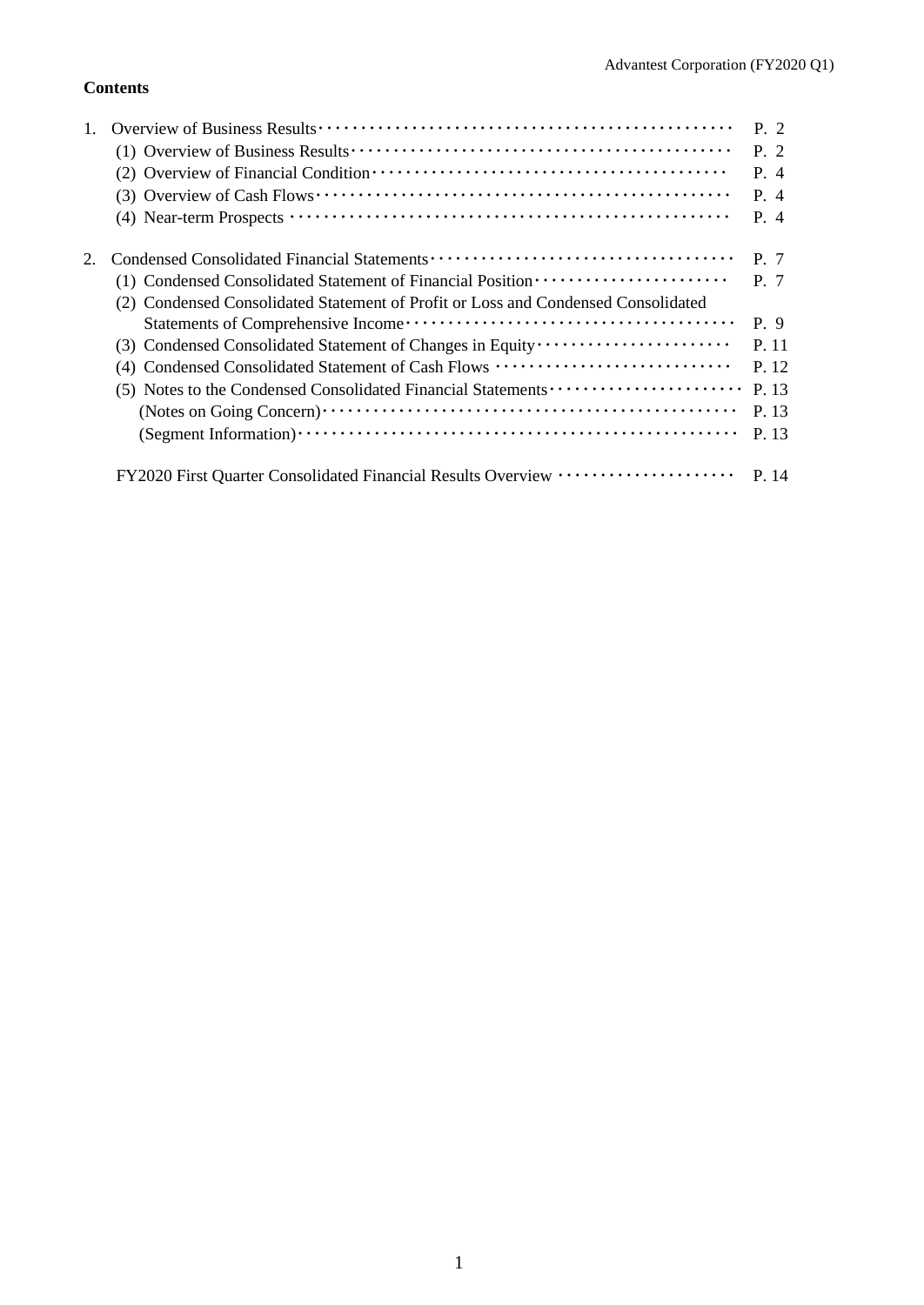**Contents**

| | | |
|---|---|---|
| 1. | Overview of Business Results | P. 2 |
| | (1) Overview of Business Results | P. 2 |
| | (2) Overview of Financial Condition | P. 4 |
| | (3) Overview of Cash Flows | P. 4 |
| | (4) Near-term Prospects | P. 4 |
| 2. | Condensed Consolidated Financial Statements | P. 7 |
| | (1) Condensed Consolidated Statement of Financial Position | P. 7 |
| | (2) Condensed Consolidated Statement of Profit or Loss and Condensed Consolidated Statements of Comprehensive Income | P. 9 |
| | (3) Condensed Consolidated Statement of Changes in Equity | P. 11 |
| | (4) Condensed Consolidated Statement of Cash Flows | P. 12 |
| | (5) Notes to the Condensed Consolidated Financial Statements | P. 13 |
| | (Notes on Going Concern) | P. 13 |
| | (Segment Information) | P. 13 |
| | FY2020 First Quarter Consolidated Financial Results Overview | P. 14 |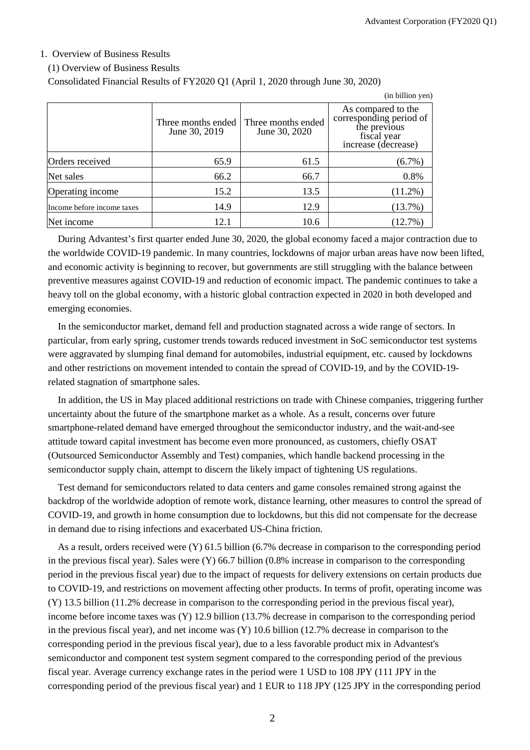1. Overview of Business Results

(1) Overview of Business Results

Consolidated Financial Results of FY2020 Q1 (April 1, 2020 through June 30, 2020)

(in billion yen)

| | Three months ended June 30, 2019 | Three months ended June 30, 2020 | As compared to the corresponding period of the previous fiscal year increase (decrease) |
|---|---|---|---|
| Orders received | 65.9 | 61.5 | (6.7%) |
| Net sales | 66.2 | 66.7 | 0.8% |
| Operating income | 15.2 | 13.5 | (11.2%) |
| Income before income taxes | 14.9 | 12.9 | (13.7%) |
| Net income | 12.1 | 10.6 | (12.7%) |

During Advantest's first quarter ended June 30, 2020, the global economy faced a major contraction due to the worldwide COVID-19 pandemic. In many countries, lockdowns of major urban areas have now been lifted, and economic activity is beginning to recover, but governments are still struggling with the balance between preventive measures against COVID-19 and reduction of economic impact. The pandemic continues to take a heavy toll on the global economy, with a historic global contraction expected in 2020 in both developed and emerging economies.

In the semiconductor market, demand fell and production stagnated across a wide range of sectors. In particular, from early spring, customer trends towards reduced investment in SoC semiconductor test systems were aggravated by slumping final demand for automobiles, industrial equipment, etc. caused by lockdowns and other restrictions on movement intended to contain the spread of COVID-19, and by the COVID-19-related stagnation of smartphone sales.

In addition, the US in May placed additional restrictions on trade with Chinese companies, triggering further uncertainty about the future of the smartphone market as a whole. As a result, concerns over future smartphone-related demand have emerged throughout the semiconductor industry, and the wait-and-see attitude toward capital investment has become even more pronounced, as customers, chiefly OSAT (Outsourced Semiconductor Assembly and Test) companies, which handle backend processing in the semiconductor supply chain, attempt to discern the likely impact of tightening US regulations.

Test demand for semiconductors related to data centers and game consoles remained strong against the backdrop of the worldwide adoption of remote work, distance learning, other measures to control the spread of COVID-19, and growth in home consumption due to lockdowns, but this did not compensate for the decrease in demand due to rising infections and exacerbated US-China friction.

As a result, orders received were (Y) 61.5 billion (6.7% decrease in comparison to the corresponding period in the previous fiscal year). Sales were (Y) 66.7 billion (0.8% increase in comparison to the corresponding period in the previous fiscal year) due to the impact of requests for delivery extensions on certain products due to COVID-19, and restrictions on movement affecting other products. In terms of profit, operating income was (Y) 13.5 billion (11.2% decrease in comparison to the corresponding period in the previous fiscal year), income before income taxes was (Y) 12.9 billion (13.7% decrease in comparison to the corresponding period in the previous fiscal year), and net income was (Y) 10.6 billion (12.7% decrease in comparison to the corresponding period in the previous fiscal year), due to a less favorable product mix in Advantest's semiconductor and component test system segment compared to the corresponding period of the previous fiscal year. Average currency exchange rates in the period were 1 USD to 108 JPY (111 JPY in the corresponding period of the previous fiscal year) and 1 EUR to 118 JPY (125 JPY in the corresponding period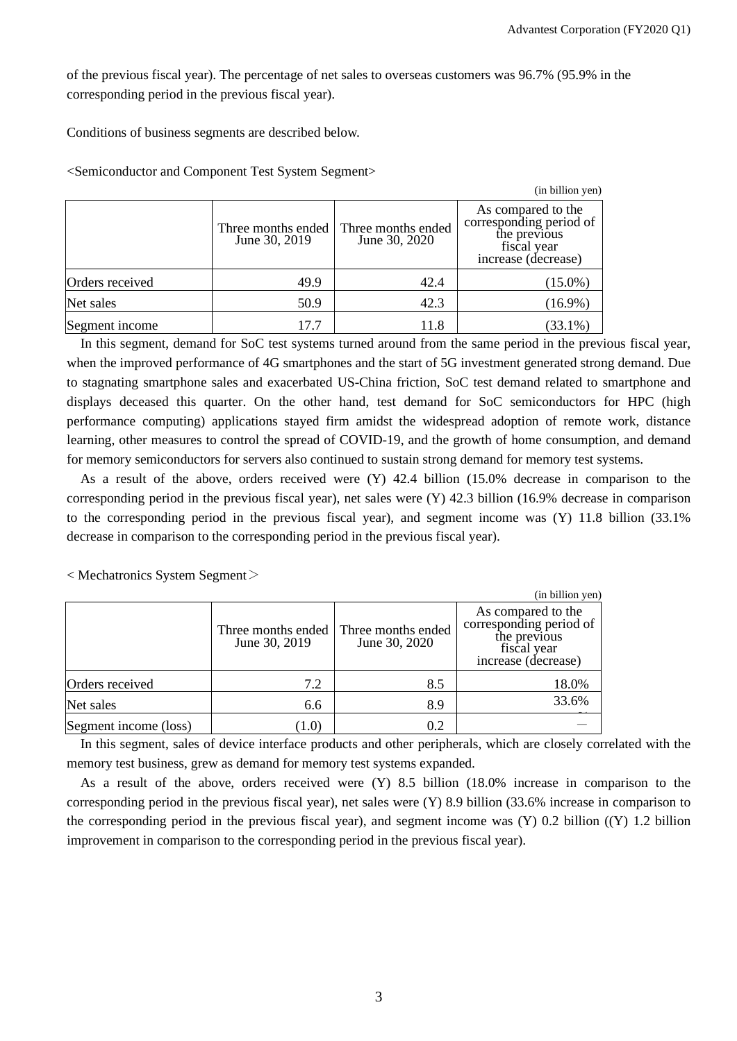of the previous fiscal year). The percentage of net sales to overseas customers was 96.7% (95.9% in the corresponding period in the previous fiscal year).

Conditions of business segments are described below.

<Semiconductor and Component Test System Segment>

(in billion yen)

| | Three months ended June 30, 2019 | Three months ended June 30, 2020 | As compared to the corresponding period of the previous fiscal year increase (decrease) |
|---|---|---|---|
| Orders received | 49.9 | 42.4 | (15.0%) |
| Net sales | 50.9 | 42.3 | (16.9%) |
| Segment income | 17.7 | 11.8 | (33.1%) |

In this segment, demand for SoC test systems turned around from the same period in the previous fiscal year, when the improved performance of 4G smartphones and the start of 5G investment generated strong demand. Due to stagnating smartphone sales and exacerbated US-China friction, SoC test demand related to smartphone and displays deceased this quarter. On the other hand, test demand for SoC semiconductors for HPC (high performance computing) applications stayed firm amidst the widespread adoption of remote work, distance learning, other measures to control the spread of COVID-19, and the growth of home consumption, and demand for memory semiconductors for servers also continued to sustain strong demand for memory test systems.

As a result of the above, orders received were (Y) 42.4 billion (15.0% decrease in comparison to the corresponding period in the previous fiscal year), net sales were (Y) 42.3 billion (16.9% decrease in comparison to the corresponding period in the previous fiscal year), and segment income was (Y) 11.8 billion (33.1% decrease in comparison to the corresponding period in the previous fiscal year).

< Mechatronics System Segment＞

(in billion yen)

| | Three months ended June 30, 2019 | Three months ended June 30, 2020 | As compared to the corresponding period of the previous fiscal year increase (decrease) |
|---|---|---|---|
| Orders received | 7.2 | 8.5 | 18.0% |
| Net sales | 6.6 | 8.9 | 33.6% |
| Segment income (loss) | (1.0) | 0.2 | ― |

In this segment, sales of device interface products and other peripherals, which are closely correlated with the memory test business, grew as demand for memory test systems expanded.

As a result of the above, orders received were (Y) 8.5 billion (18.0% increase in comparison to the corresponding period in the previous fiscal year), net sales were (Y) 8.9 billion (33.6% increase in comparison to the corresponding period in the previous fiscal year), and segment income was (Y) 0.2 billion ((Y) 1.2 billion improvement in comparison to the corresponding period in the previous fiscal year).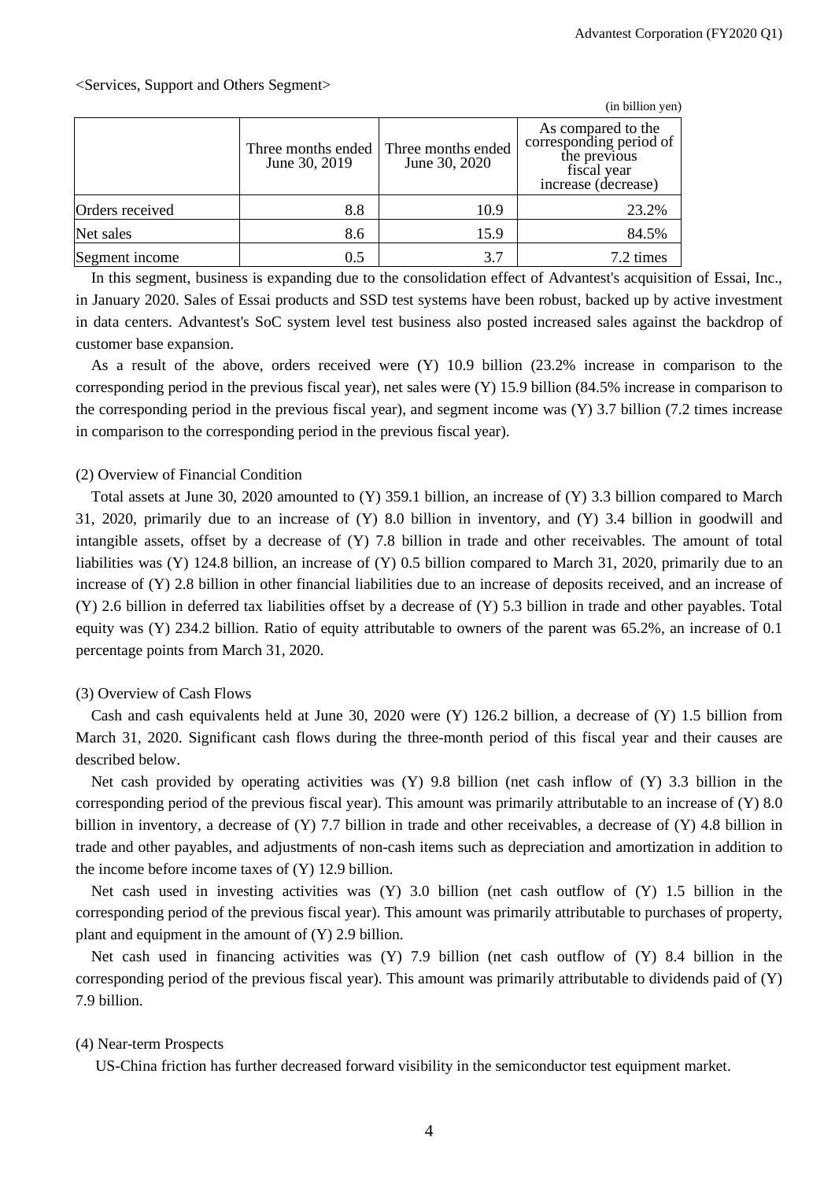<Services, Support and Others Segment>

(in billion yen)

| | Three months ended June 30, 2019 | Three months ended June 30, 2020 | As compared to the corresponding period of the previous fiscal year increase (decrease) |
|---|---|---|---|
| Orders received | 8.8 | 10.9 | 23.2% |
| Net sales | 8.6 | 15.9 | 84.5% |
| Segment income | 0.5 | 3.7 | 7.2 times |

In this segment, business is expanding due to the consolidation effect of Advantest's acquisition of Essai, Inc., in January 2020. Sales of Essai products and SSD test systems have been robust, backed up by active investment in data centers. Advantest's SoC system level test business also posted increased sales against the backdrop of customer base expansion.

As a result of the above, orders received were (Y) 10.9 billion (23.2% increase in comparison to the corresponding period in the previous fiscal year), net sales were (Y) 15.9 billion (84.5% increase in comparison to the corresponding period in the previous fiscal year), and segment income was (Y) 3.7 billion (7.2 times increase in comparison to the corresponding period in the previous fiscal year).

(2) Overview of Financial Condition

Total assets at June 30, 2020 amounted to (Y) 359.1 billion, an increase of (Y) 3.3 billion compared to March 31, 2020, primarily due to an increase of (Y) 8.0 billion in inventory, and (Y) 3.4 billion in goodwill and intangible assets, offset by a decrease of (Y) 7.8 billion in trade and other receivables. The amount of total liabilities was (Y) 124.8 billion, an increase of (Y) 0.5 billion compared to March 31, 2020, primarily due to an increase of (Y) 2.8 billion in other financial liabilities due to an increase of deposits received, and an increase of (Y) 2.6 billion in deferred tax liabilities offset by a decrease of (Y) 5.3 billion in trade and other payables. Total equity was (Y) 234.2 billion. Ratio of equity attributable to owners of the parent was 65.2%, an increase of 0.1 percentage points from March 31, 2020.

(3) Overview of Cash Flows

Cash and cash equivalents held at June 30, 2020 were (Y) 126.2 billion, a decrease of (Y) 1.5 billion from March 31, 2020. Significant cash flows during the three-month period of this fiscal year and their causes are described below.

Net cash provided by operating activities was (Y) 9.8 billion (net cash inflow of (Y) 3.3 billion in the corresponding period of the previous fiscal year). This amount was primarily attributable to an increase of (Y) 8.0 billion in inventory, a decrease of (Y) 7.7 billion in trade and other receivables, a decrease of (Y) 4.8 billion in trade and other payables, and adjustments of non-cash items such as depreciation and amortization in addition to the income before income taxes of (Y) 12.9 billion.

Net cash used in investing activities was (Y) 3.0 billion (net cash outflow of (Y) 1.5 billion in the corresponding period of the previous fiscal year). This amount was primarily attributable to purchases of property, plant and equipment in the amount of (Y) 2.9 billion.

Net cash used in financing activities was (Y) 7.9 billion (net cash outflow of (Y) 8.4 billion in the corresponding period of the previous fiscal year). This amount was primarily attributable to dividends paid of (Y) 7.9 billion.

(4) Near-term Prospects

US-China friction has further decreased forward visibility in the semiconductor test equipment market.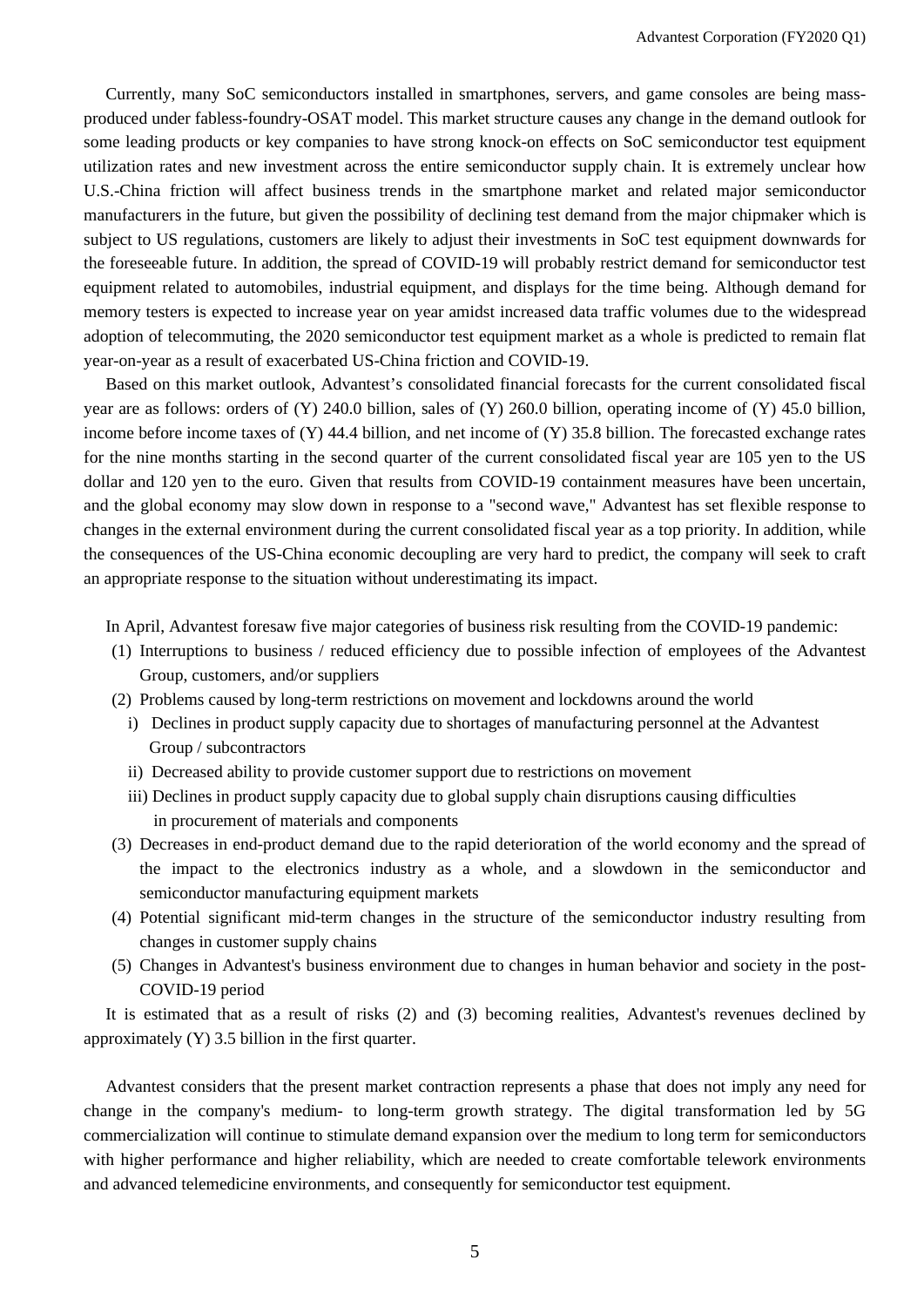Currently, many SoC semiconductors installed in smartphones, servers, and game consoles are being mass-produced under fabless-foundry-OSAT model. This market structure causes any change in the demand outlook for some leading products or key companies to have strong knock-on effects on SoC semiconductor test equipment utilization rates and new investment across the entire semiconductor supply chain. It is extremely unclear how U.S.-China friction will affect business trends in the smartphone market and related major semiconductor manufacturers in the future, but given the possibility of declining test demand from the major chipmaker which is subject to US regulations, customers are likely to adjust their investments in SoC test equipment downwards for the foreseeable future. In addition, the spread of COVID-19 will probably restrict demand for semiconductor test equipment related to automobiles, industrial equipment, and displays for the time being. Although demand for memory testers is expected to increase year on year amidst increased data traffic volumes due to the widespread adoption of telecommuting, the 2020 semiconductor test equipment market as a whole is predicted to remain flat year-on-year as a result of exacerbated US-China friction and COVID-19.

Based on this market outlook, Advantest's consolidated financial forecasts for the current consolidated fiscal year are as follows: orders of (Y) 240.0 billion, sales of (Y) 260.0 billion, operating income of (Y) 45.0 billion, income before income taxes of (Y) 44.4 billion, and net income of (Y) 35.8 billion. The forecasted exchange rates for the nine months starting in the second quarter of the current consolidated fiscal year are 105 yen to the US dollar and 120 yen to the euro. Given that results from COVID-19 containment measures have been uncertain, and the global economy may slow down in response to a "second wave," Advantest has set flexible response to changes in the external environment during the current consolidated fiscal year as a top priority. In addition, while the consequences of the US-China economic decoupling are very hard to predict, the company will seek to craft an appropriate response to the situation without underestimating its impact.

In April, Advantest foresaw five major categories of business risk resulting from the COVID-19 pandemic:

(1) Interruptions to business / reduced efficiency due to possible infection of employees of the Advantest Group, customers, and/or suppliers

(2) Problems caused by long-term restrictions on movement and lockdowns around the world
   - i) Declines in product supply capacity due to shortages of manufacturing personnel at the Advantest Group / subcontractors
   - ii) Decreased ability to provide customer support due to restrictions on movement
   - iii) Declines in product supply capacity due to global supply chain disruptions causing difficulties in procurement of materials and components

(3) Decreases in end-product demand due to the rapid deterioration of the world economy and the spread of the impact to the electronics industry as a whole, and a slowdown in the semiconductor and semiconductor manufacturing equipment markets

(4) Potential significant mid-term changes in the structure of the semiconductor industry resulting from changes in customer supply chains

(5) Changes in Advantest's business environment due to changes in human behavior and society in the post-COVID-19 period

It is estimated that as a result of risks (2) and (3) becoming realities, Advantest's revenues declined by approximately (Y) 3.5 billion in the first quarter.

Advantest considers that the present market contraction represents a phase that does not imply any need for change in the company's medium- to long-term growth strategy. The digital transformation led by 5G commercialization will continue to stimulate demand expansion over the medium to long term for semiconductors with higher performance and higher reliability, which are needed to create comfortable telework environments and advanced telemedicine environments, and consequently for semiconductor test equipment.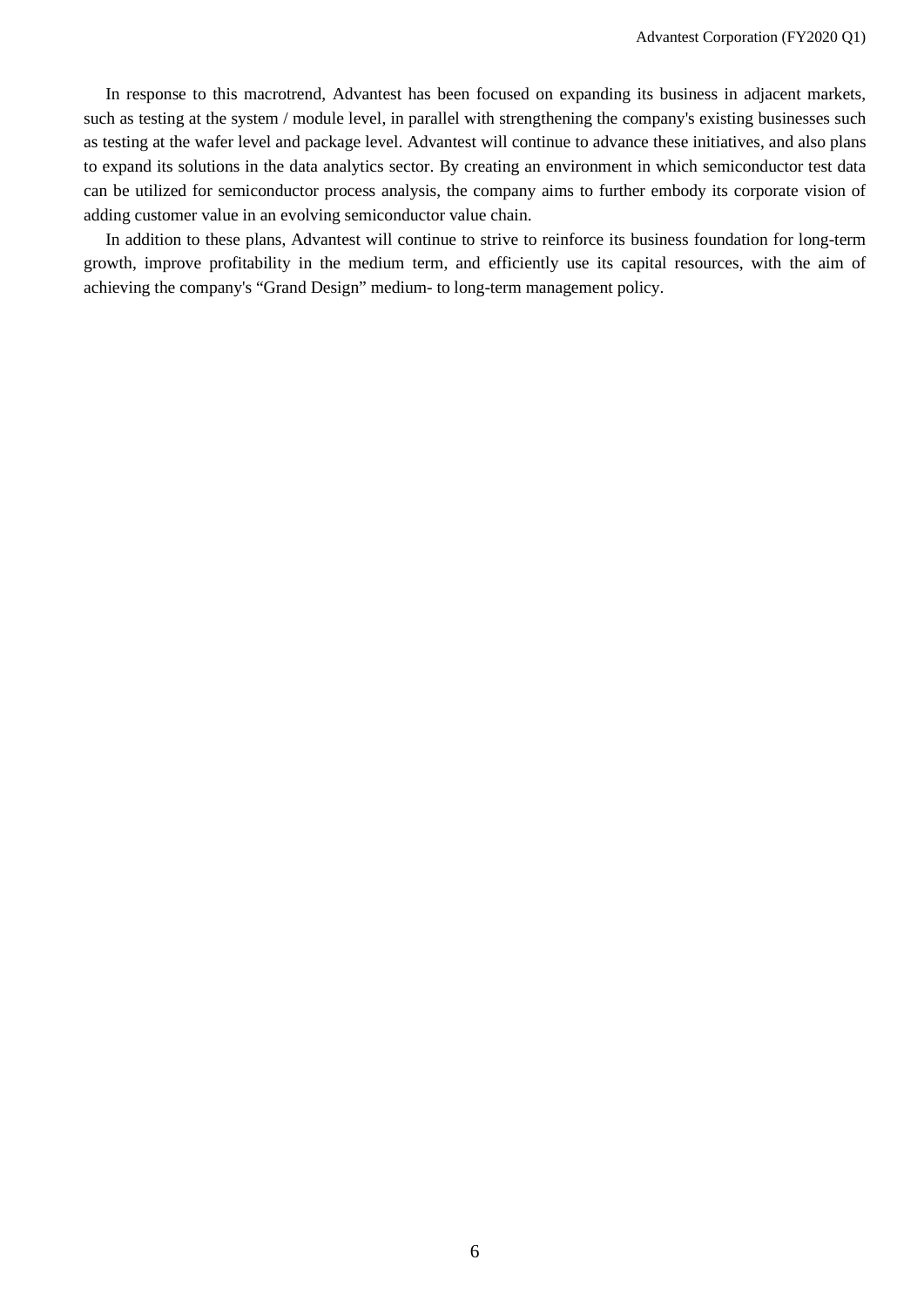In response to this macrotrend, Advantest has been focused on expanding its business in adjacent markets, such as testing at the system / module level, in parallel with strengthening the company's existing businesses such as testing at the wafer level and package level. Advantest will continue to advance these initiatives, and also plans to expand its solutions in the data analytics sector. By creating an environment in which semiconductor test data can be utilized for semiconductor process analysis, the company aims to further embody its corporate vision of adding customer value in an evolving semiconductor value chain.

In addition to these plans, Advantest will continue to strive to reinforce its business foundation for long-term growth, improve profitability in the medium term, and efficiently use its capital resources, with the aim of achieving the company's "Grand Design" medium- to long-term management policy.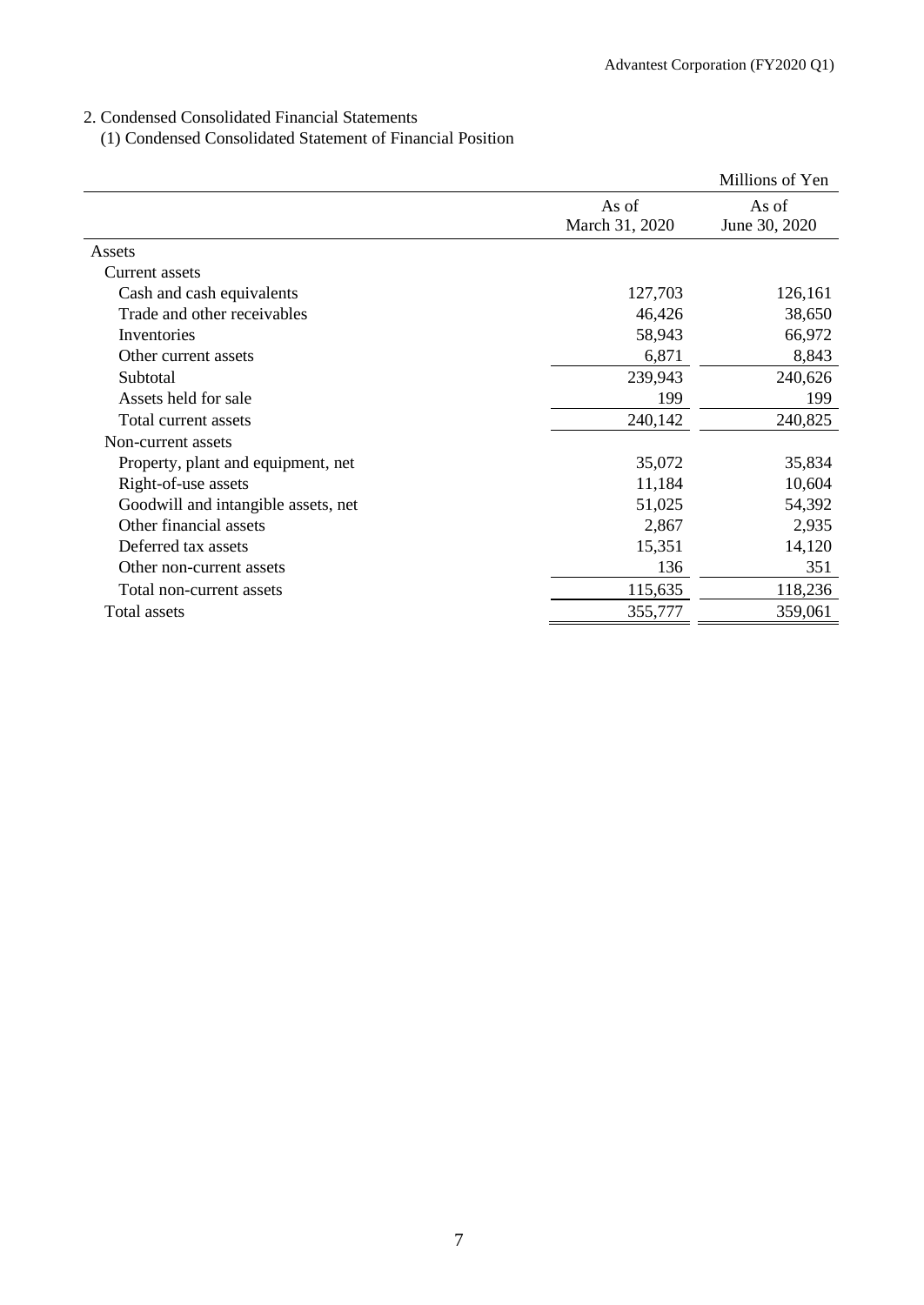## 2. Condensed Consolidated Financial Statements

### (1) Condensed Consolidated Statement of Financial Position

| | | Millions of Yen |
|---|---|---|
| | As of March 31, 2020 | As of June 30, 2020 |
| Assets | | |
| Current assets | | |
| Cash and cash equivalents | 127,703 | 126,161 |
| Trade and other receivables | 46,426 | 38,650 |
| Inventories | 58,943 | 66,972 |
| Other current assets | 6,871 | 8,843 |
| Subtotal | 239,943 | 240,626 |
| Assets held for sale | 199 | 199 |
| Total current assets | 240,142 | 240,825 |
| Non-current assets | | |
| Property, plant and equipment, net | 35,072 | 35,834 |
| Right-of-use assets | 11,184 | 10,604 |
| Goodwill and intangible assets, net | 51,025 | 54,392 |
| Other financial assets | 2,867 | 2,935 |
| Deferred tax assets | 15,351 | 14,120 |
| Other non-current assets | 136 | 351 |
| Total non-current assets | 115,635 | 118,236 |
| Total assets | 355,777 | 359,061 |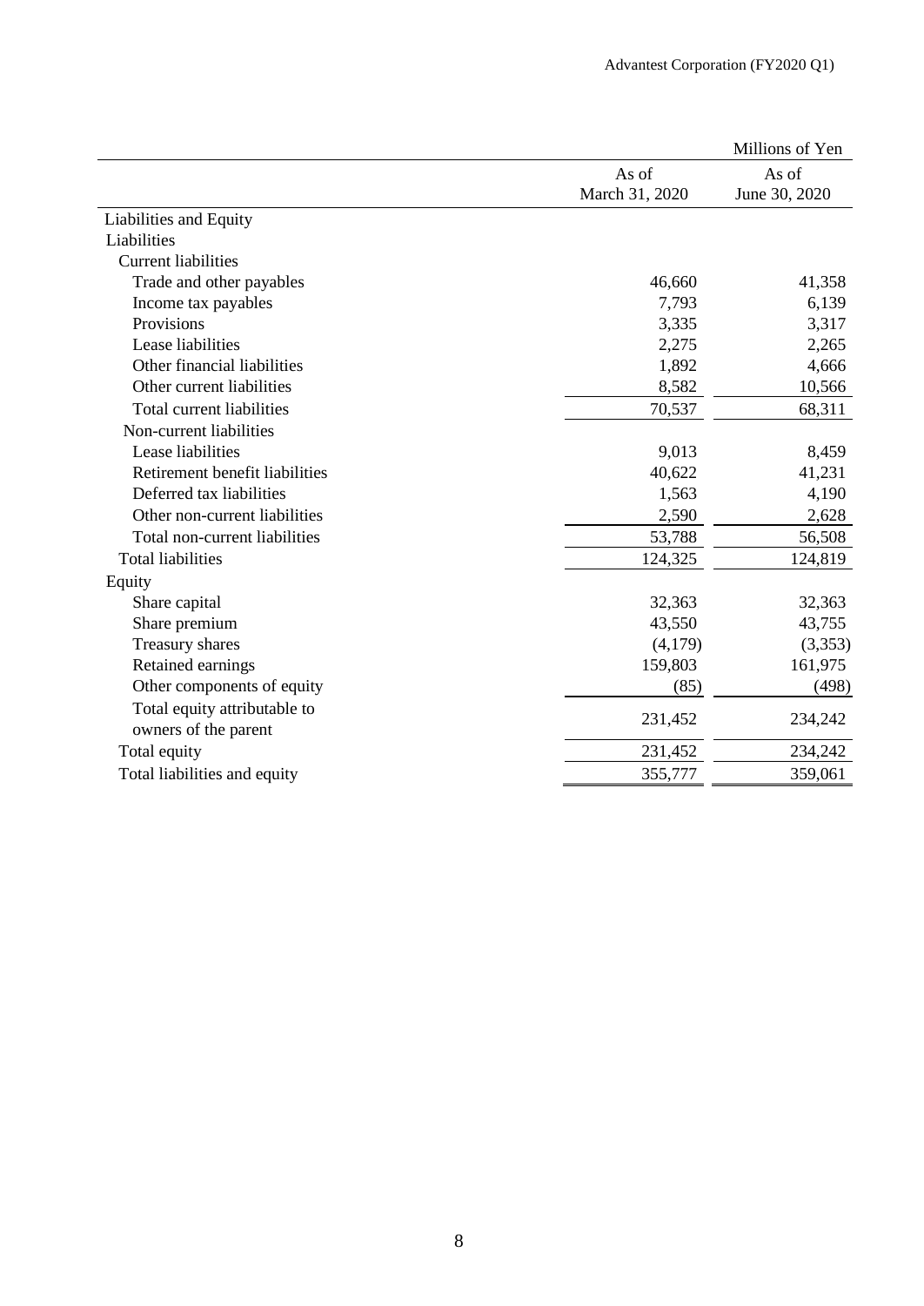| | | Millions of Yen |
|---|---|---|
| | As of March 31, 2020 | As of June 30, 2020 |
| Liabilities and Equity | | |
| Liabilities | | |
| Current liabilities | | |
| Trade and other payables | 46,660 | 41,358 |
| Income tax payables | 7,793 | 6,139 |
| Provisions | 3,335 | 3,317 |
| Lease liabilities | 2,275 | 2,265 |
| Other financial liabilities | 1,892 | 4,666 |
| Other current liabilities | 8,582 | 10,566 |
| Total current liabilities | 70,537 | 68,311 |
| Non-current liabilities | | |
| Lease liabilities | 9,013 | 8,459 |
| Retirement benefit liabilities | 40,622 | 41,231 |
| Deferred tax liabilities | 1,563 | 4,190 |
| Other non-current liabilities | 2,590 | 2,628 |
| Total non-current liabilities | 53,788 | 56,508 |
| Total liabilities | 124,325 | 124,819 |
| Equity | | |
| Share capital | 32,363 | 32,363 |
| Share premium | 43,550 | 43,755 |
| Treasury shares | (4,179) | (3,353) |
| Retained earnings | 159,803 | 161,975 |
| Other components of equity | (85) | (498) |
| Total equity attributable to owners of the parent | 231,452 | 234,242 |
| Total equity | 231,452 | 234,242 |
| Total liabilities and equity | 355,777 | 359,061 |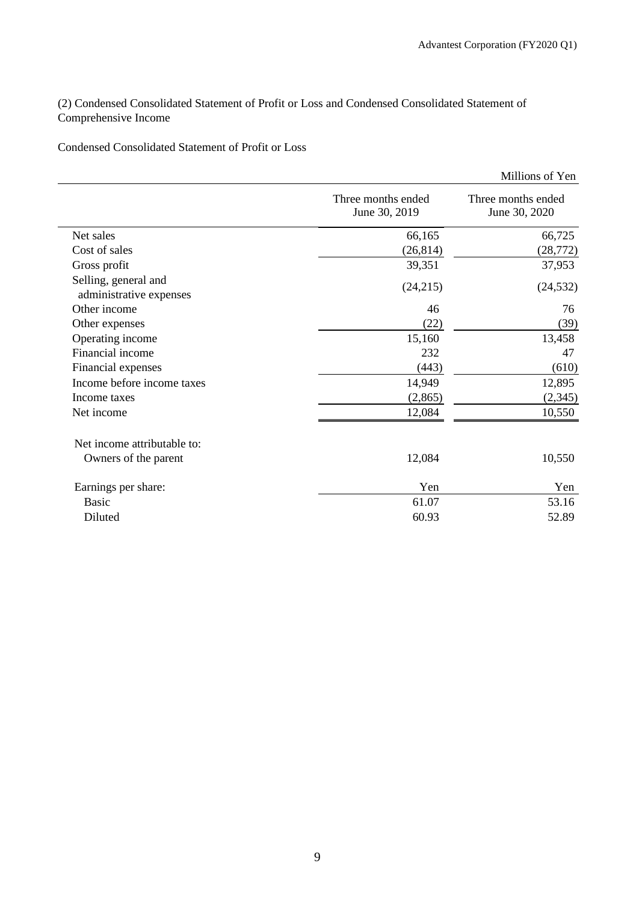(2) Condensed Consolidated Statement of Profit or Loss and Condensed Consolidated Statement of Comprehensive Income

Condensed Consolidated Statement of Profit or Loss

| | | Millions of Yen |
|---|---|---|
| | Three months ended June 30, 2019 | Three months ended June 30, 2020 |
| Net sales | 66,165 | 66,725 |
| Cost of sales | (26,814) | (28,772) |
| Gross profit | 39,351 | 37,953 |
| Selling, general and administrative expenses | (24,215) | (24,532) |
| Other income | 46 | 76 |
| Other expenses | (22) | (39) |
| Operating income | 15,160 | 13,458 |
| Financial income | 232 | 47 |
| Financial expenses | (443) | (610) |
| Income before income taxes | 14,949 | 12,895 |
| Income taxes | (2,865) | (2,345) |
| Net income | 12,084 | 10,550 |
| | | |
| Net income attributable to: | | |
| Owners of the parent | 12,084 | 10,550 |
| | | |
| Earnings per share: | Yen | Yen |
| Basic | 61.07 | 53.16 |
| Diluted | 60.93 | 52.89 |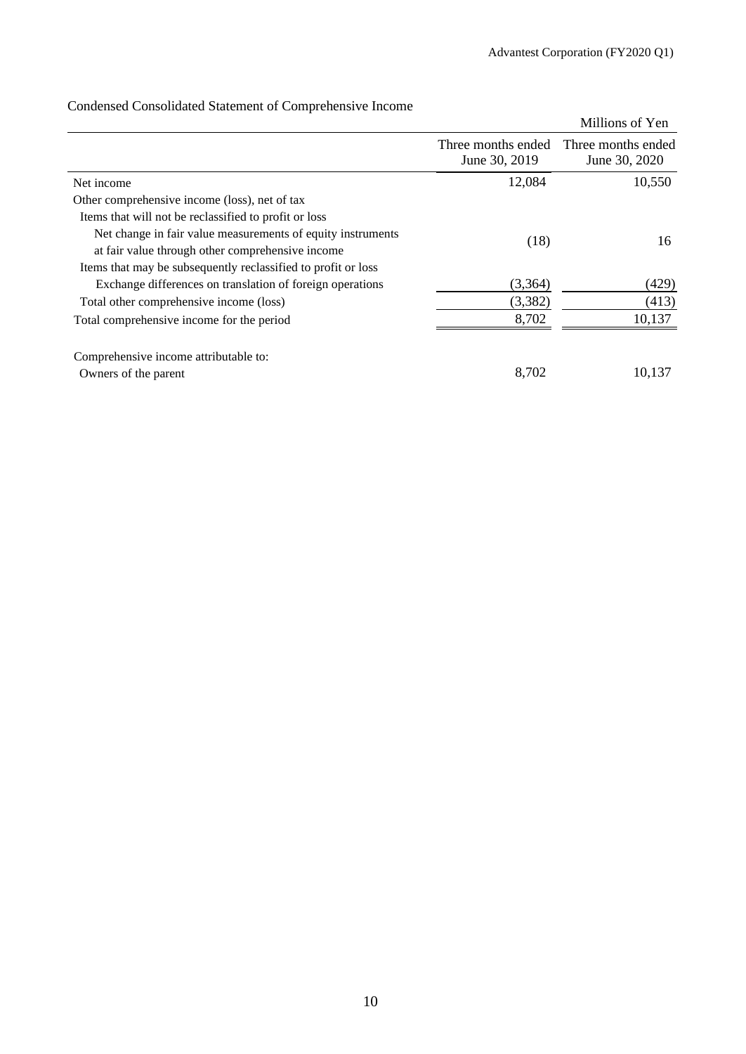Condensed Consolidated Statement of Comprehensive Income

| | Millions of Yen | |
|---|---|---|
| | Three months ended June 30, 2019 | Three months ended June 30, 2020 |
| Net income | 12,084 | 10,550 |
| Other comprehensive income (loss), net of tax | | |
| Items that will not be reclassified to profit or loss | | |
| Net change in fair value measurements of equity instruments at fair value through other comprehensive income | (18) | 16 |
| Items that may be subsequently reclassified to profit or loss | | |
| Exchange differences on translation of foreign operations | (3,364) | (429) |
| Total other comprehensive income (loss) | (3,382) | (413) |
| Total comprehensive income for the period | 8,702 | 10,137 |
| | | |
| Comprehensive income attributable to: | | |
| Owners of the parent | 8,702 | 10,137 |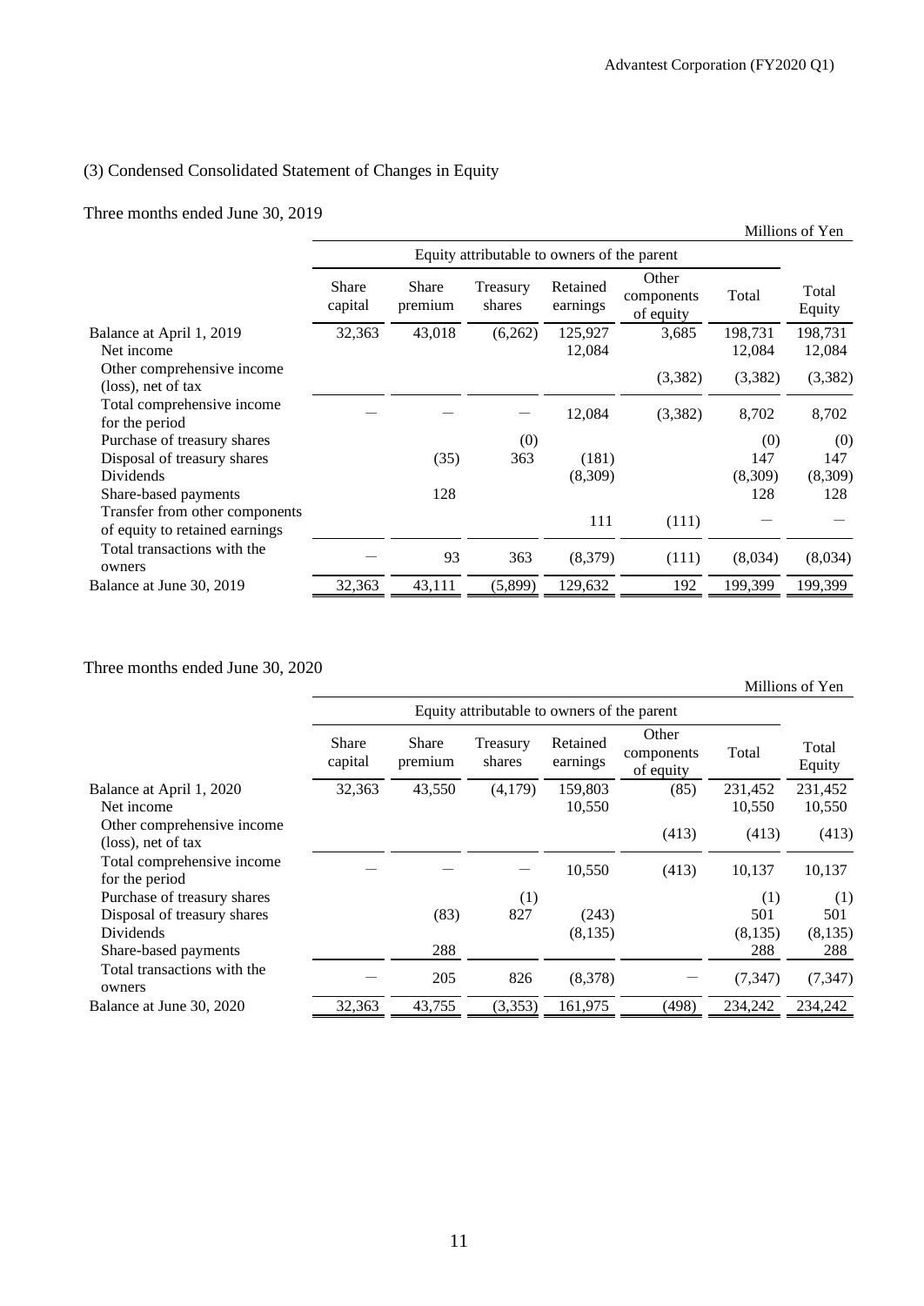## (3) Condensed Consolidated Statement of Changes in Equity

### Three months ended June 30, 2019

Millions of Yen

| | Equity attributable to owners of the parent | | | | | | |
|---|---|---|---|---|---|---|---|
| | Share capital | Share premium | Treasury shares | Retained earnings | Other components of equity | Total | Total Equity |
| Balance at April 1, 2019 | 32,363 | 43,018 | (6,262) | 125,927 | 3,685 | 198,731 | 198,731 |
| Net income | | | | 12,084 | | 12,084 | 12,084 |
| Other comprehensive income (loss), net of tax | | | | | (3,382) | (3,382) | (3,382) |
| Total comprehensive income for the period | ― | ― | ― | 12,084 | (3,382) | 8,702 | 8,702 |
| Purchase of treasury shares | | | (0) | | | (0) | (0) |
| Disposal of treasury shares | | (35) | 363 | (181) | | 147 | 147 |
| Dividends | | | | (8,309) | | (8,309) | (8,309) |
| Share-based payments | | 128 | | | | 128 | 128 |
| Transfer from other components of equity to retained earnings | | | | 111 | (111) | ― | ― |
| Total transactions with the owners | ― | 93 | 363 | (8,379) | (111) | (8,034) | (8,034) |
| Balance at June 30, 2019 | 32,363 | 43,111 | (5,899) | 129,632 | 192 | 199,399 | 199,399 |

### Three months ended June 30, 2020

Millions of Yen

| | Equity attributable to owners of the parent | | | | | | |
|---|---|---|---|---|---|---|---|
| | Share capital | Share premium | Treasury shares | Retained earnings | Other components of equity | Total | Total Equity |
| Balance at April 1, 2020 | 32,363 | 43,550 | (4,179) | 159,803 | (85) | 231,452 | 231,452 |
| Net income | | | | 10,550 | | 10,550 | 10,550 |
| Other comprehensive income (loss), net of tax | | | | | (413) | (413) | (413) |
| Total comprehensive income for the period | ― | ― | ― | 10,550 | (413) | 10,137 | 10,137 |
| Purchase of treasury shares | | | (1) | | | (1) | (1) |
| Disposal of treasury shares | | (83) | 827 | (243) | | 501 | 501 |
| Dividends | | | | (8,135) | | (8,135) | (8,135) |
| Share-based payments | | 288 | | | | 288 | 288 |
| Total transactions with the owners | ― | 205 | 826 | (8,378) | ― | (7,347) | (7,347) |
| Balance at June 30, 2020 | 32,363 | 43,755 | (3,353) | 161,975 | (498) | 234,242 | 234,242 |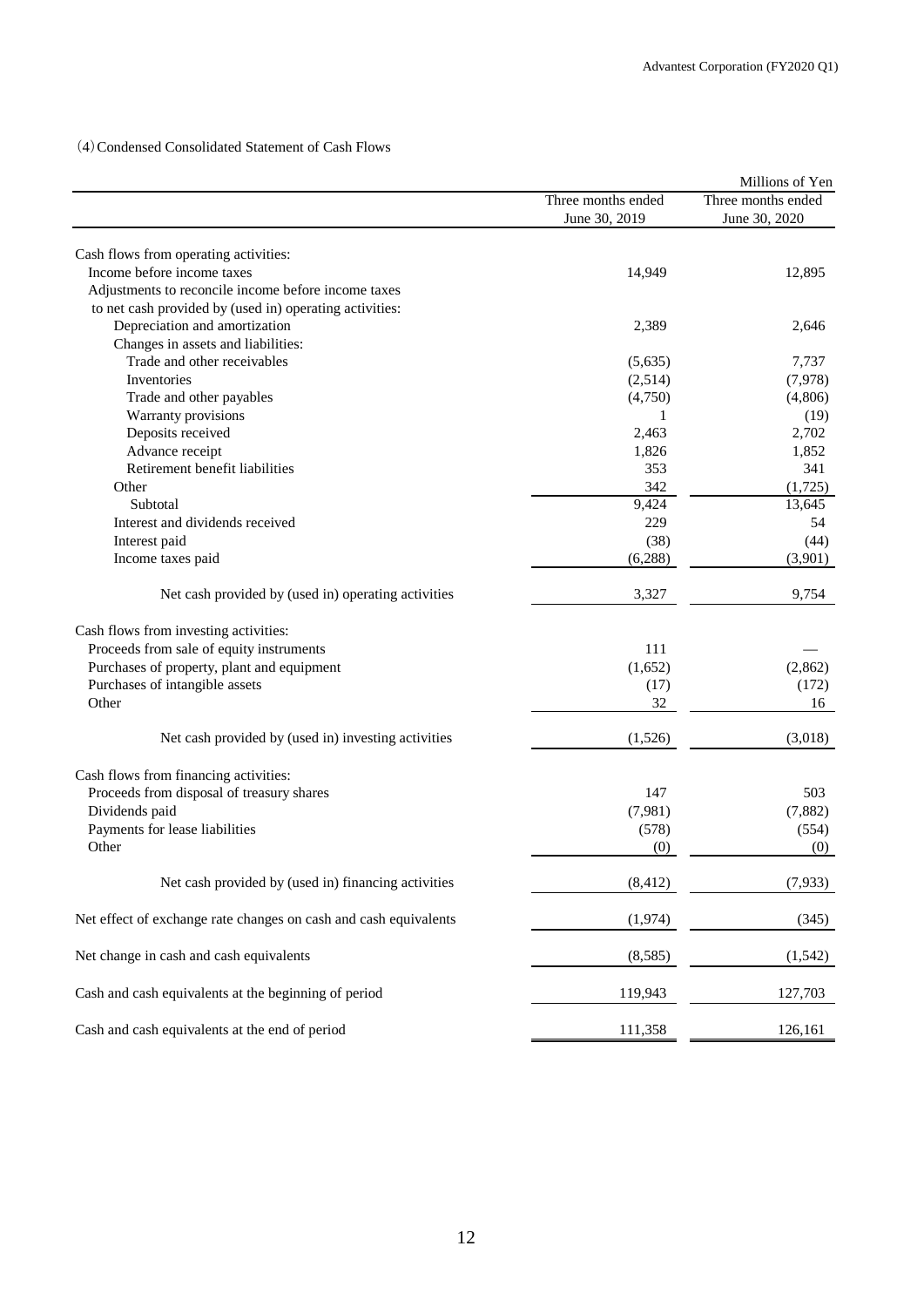(4) Condensed Consolidated Statement of Cash Flows

| | | Millions of Yen |
|---|---|---|
| | Three months ended June 30, 2019 | Three months ended June 30, 2020 |
| Cash flows from operating activities: | | |
| Income before income taxes | 14,949 | 12,895 |
| Adjustments to reconcile income before income taxes to net cash provided by (used in) operating activities: | | |
| Depreciation and amortization | 2,389 | 2,646 |
| Changes in assets and liabilities: | | |
| Trade and other receivables | (5,635) | 7,737 |
| Inventories | (2,514) | (7,978) |
| Trade and other payables | (4,750) | (4,806) |
| Warranty provisions | 1 | (19) |
| Deposits received | 2,463 | 2,702 |
| Advance receipt | 1,826 | 1,852 |
| Retirement benefit liabilities | 353 | 341 |
| Other | 342 | (1,725) |
| Subtotal | 9,424 | 13,645 |
| Interest and dividends received | 229 | 54 |
| Interest paid | (38) | (44) |
| Income taxes paid | (6,288) | (3,901) |
| Net cash provided by (used in) operating activities | 3,327 | 9,754 |
| Cash flows from investing activities: | | |
| Proceeds from sale of equity instruments | 111 | — |
| Purchases of property, plant and equipment | (1,652) | (2,862) |
| Purchases of intangible assets | (17) | (172) |
| Other | 32 | 16 |
| Net cash provided by (used in) investing activities | (1,526) | (3,018) |
| Cash flows from financing activities: | | |
| Proceeds from disposal of treasury shares | 147 | 503 |
| Dividends paid | (7,981) | (7,882) |
| Payments for lease liabilities | (578) | (554) |
| Other | (0) | (0) |
| Net cash provided by (used in) financing activities | (8,412) | (7,933) |
| Net effect of exchange rate changes on cash and cash equivalents | (1,974) | (345) |
| Net change in cash and cash equivalents | (8,585) | (1,542) |
| Cash and cash equivalents at the beginning of period | 119,943 | 127,703 |
| Cash and cash equivalents at the end of period | 111,358 | 126,161 |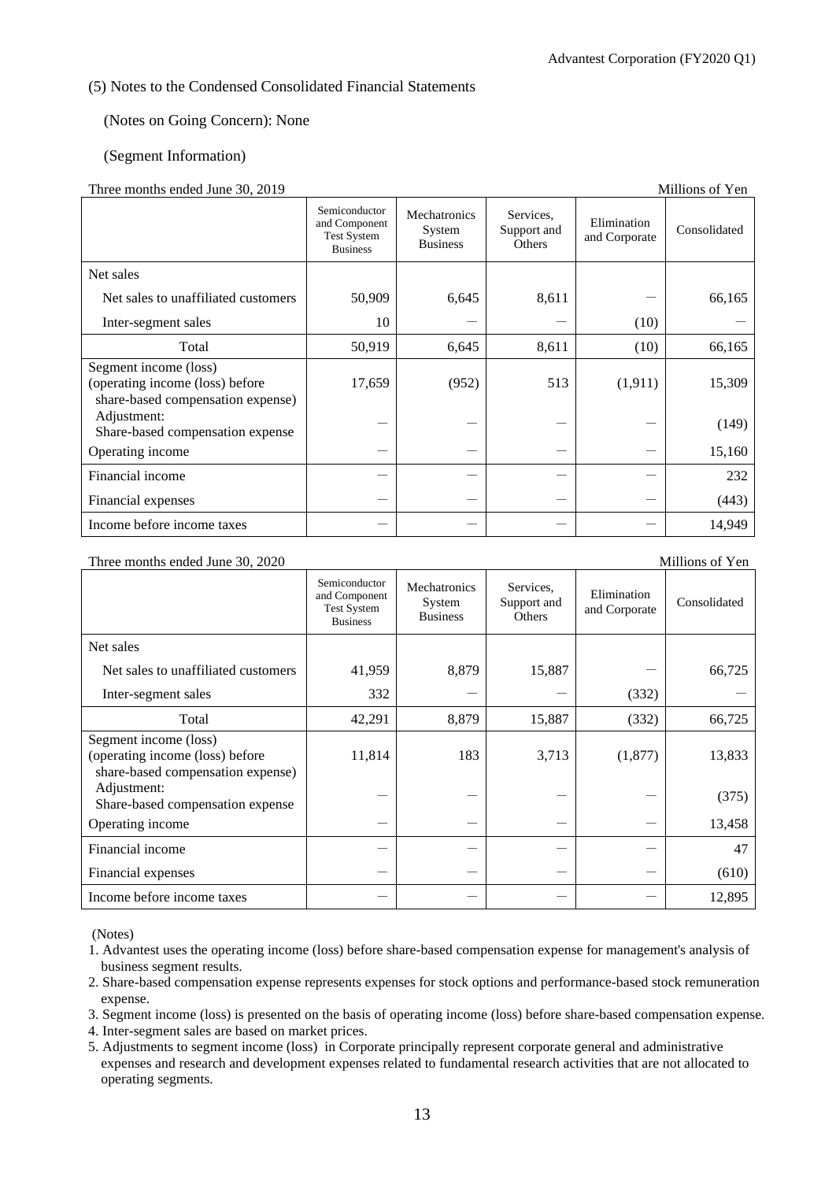(5) Notes to the Condensed Consolidated Financial Statements

(Notes on Going Concern): None

(Segment Information)

Three months ended June 30, 2019 — Millions of Yen

| | Semiconductor and Component Test System Business | Mechatronics System Business | Services, Support and Others | Elimination and Corporate | Consolidated |
|---|---|---|---|---|---|
| Net sales | | | | | |
| Net sales to unaffiliated customers | 50,909 | 6,645 | 8,611 | ― | 66,165 |
| Inter-segment sales | 10 | ― | ― | (10) | ― |
| Total | 50,919 | 6,645 | 8,611 | (10) | 66,165 |
| Segment income (loss) (operating income (loss) before share-based compensation expense) | 17,659 | (952) | 513 | (1,911) | 15,309 |
| Adjustment: Share-based compensation expense | ― | ― | ― | ― | (149) |
| Operating income | ― | ― | ― | ― | 15,160 |
| Financial income | ― | ― | ― | ― | 232 |
| Financial expenses | ― | ― | ― | ― | (443) |
| Income before income taxes | ― | ― | ― | ― | 14,949 |

Three months ended June 30, 2020 — Millions of Yen

| | Semiconductor and Component Test System Business | Mechatronics System Business | Services, Support and Others | Elimination and Corporate | Consolidated |
|---|---|---|---|---|---|
| Net sales | | | | | |
| Net sales to unaffiliated customers | 41,959 | 8,879 | 15,887 | ― | 66,725 |
| Inter-segment sales | 332 | ― | ― | (332) | ― |
| Total | 42,291 | 8,879 | 15,887 | (332) | 66,725 |
| Segment income (loss) (operating income (loss) before share-based compensation expense) | 11,814 | 183 | 3,713 | (1,877) | 13,833 |
| Adjustment: Share-based compensation expense | ― | ― | ― | ― | (375) |
| Operating income | ― | ― | ― | ― | 13,458 |
| Financial income | ― | ― | ― | ― | 47 |
| Financial expenses | ― | ― | ― | ― | (610) |
| Income before income taxes | ― | ― | ― | ― | 12,895 |

(Notes)

1. Advantest uses the operating income (loss) before share-based compensation expense for management's analysis of business segment results.
2. Share-based compensation expense represents expenses for stock options and performance-based stock remuneration expense.
3. Segment income (loss) is presented on the basis of operating income (loss) before share-based compensation expense.
4. Inter-segment sales are based on market prices.
5. Adjustments to segment income (loss) in Corporate principally represent corporate general and administrative expenses and research and development expenses related to fundamental research activities that are not allocated to operating segments.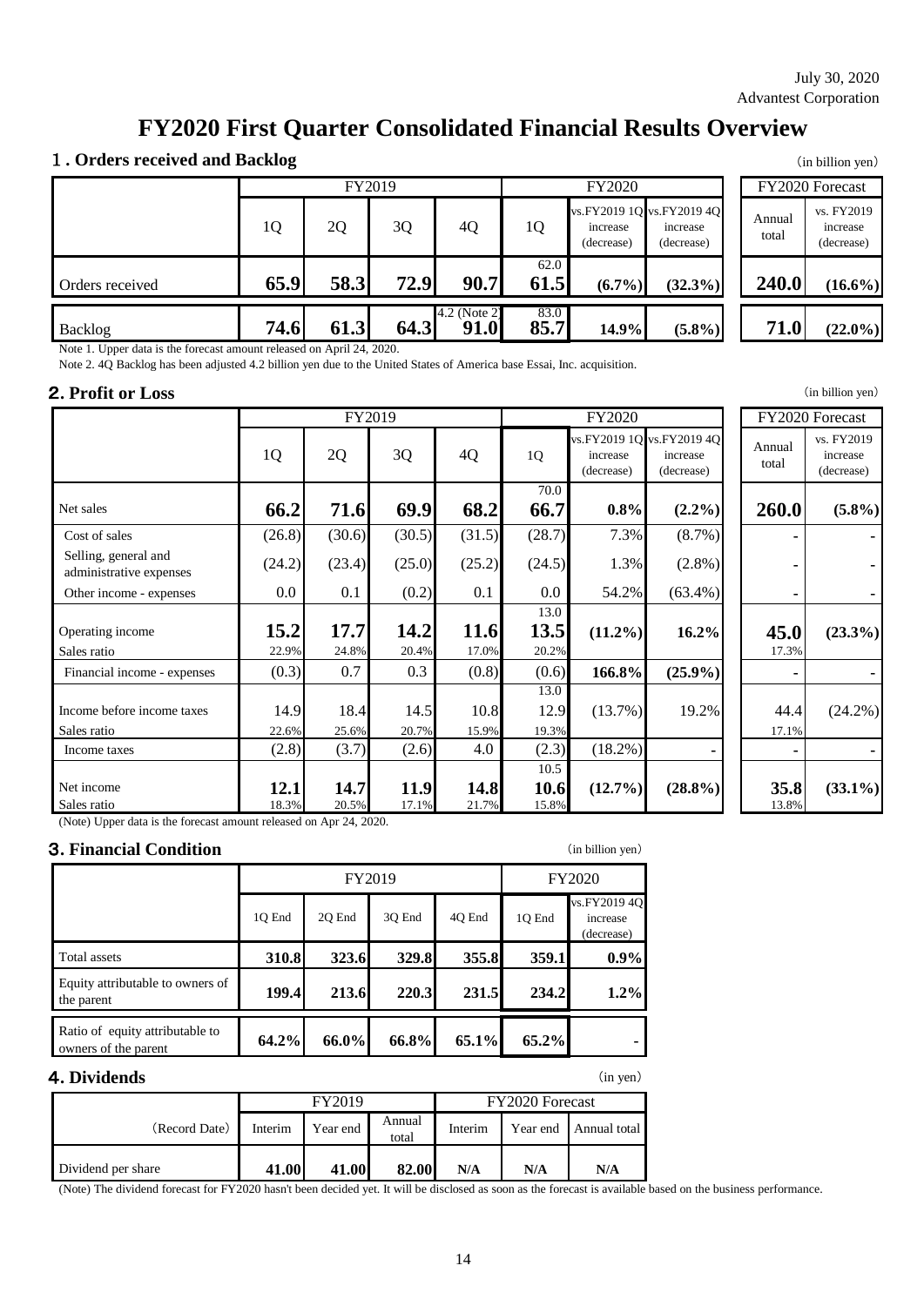July 30, 2020
Advantest Corporation

# FY2020 First Quarter Consolidated Financial Results Overview

## 1. Orders received and Backlog

(in billion yen)

| | FY2019 | | | | FY2020 | | | FY2020 Forecast | |
|---|---|---|---|---|---|---|---|---|---|
| | 1Q | 2Q | 3Q | 4Q | 1Q | vs.FY2019 1Q increase (decrease) | vs.FY2019 4Q increase (decrease) | Annual total | vs. FY2019 increase (decrease) |
| Orders received | **65.9** | **58.3** | **72.9** | **90.7** | 62.0 **61.5** | **(6.7%)** | **(32.3%)** | **240.0** | **(16.6%)** |
| Backlog | **74.6** | **61.3** | **64.3** | 4.2 (Note 2) **91.0** | 83.0 **85.7** | **14.9%** | **(5.8%)** | **71.0** | **(22.0%)** |

Note 1. Upper data is the forecast amount released on April 24, 2020.

Note 2. 4Q Backlog has been adjusted 4.2 billion yen due to the United States of America base Essai, Inc. acquisition.

## 2. Profit or Loss

(in billion yen)

| | FY2019 | | | | FY2020 | | | FY2020 Forecast | |
|---|---|---|---|---|---|---|---|---|---|
| | 1Q | 2Q | 3Q | 4Q | 1Q | vs.FY2019 1Q increase (decrease) | vs.FY2019 4Q increase (decrease) | Annual total | vs. FY2019 increase (decrease) |
| Net sales | **66.2** | **71.6** | **69.9** | **68.2** | 70.0 **66.7** | **0.8%** | **(2.2%)** | **260.0** | **(5.8%)** |
| Cost of sales | (26.8) | (30.6) | (30.5) | (31.5) | (28.7) | 7.3% | (8.7%) | - | - |
| Selling, general and administrative expenses | (24.2) | (23.4) | (25.0) | (25.2) | (24.5) | 1.3% | (2.8%) | - | - |
| Other income - expenses | 0.0 | 0.1 | (0.2) | 0.1 | 0.0 | 54.2% | (63.4%) | - | - |
| Operating income | **15.2** | **17.7** | **14.2** | **11.6** | 13.0 **13.5** | **(11.2%)** | **16.2%** | **45.0** | **(23.3%)** |
| Sales ratio | 22.9% | 24.8% | 20.4% | 17.0% | 20.2% | | | 17.3% | |
| Financial income - expenses | (0.3) | 0.7 | 0.3 | (0.8) | (0.6) | 166.8% | (25.9%) | - | - |
| Income before income taxes | 14.9 | 18.4 | 14.5 | 10.8 | 13.0 12.9 | (13.7%) | 19.2% | 44.4 | (24.2%) |
| Sales ratio | 22.6% | 25.6% | 20.7% | 15.9% | 19.3% | | | 17.1% | |
| Income taxes | (2.8) | (3.7) | (2.6) | 4.0 | (2.3) | (18.2%) | - | - | - |
| Net income | **12.1** | **14.7** | **11.9** | **14.8** | 10.5 **10.6** | **(12.7%)** | **(28.8%)** | **35.8** | **(33.1%)** |
| Sales ratio | 18.3% | 20.5% | 17.1% | 21.7% | 15.8% | | | 13.8% | |

(Note) Upper data is the forecast amount released on Apr 24, 2020.

## 3. Financial Condition

(in billion yen)

| | FY2019 | | | | FY2020 | |
|---|---|---|---|---|---|---|
| | 1Q End | 2Q End | 3Q End | 4Q End | 1Q End | vs.FY2019 4Q increase (decrease) |
| Total assets | **310.8** | **323.6** | **329.8** | **355.8** | **359.1** | **0.9%** |
| Equity attributable to owners of the parent | **199.4** | **213.6** | **220.3** | **231.5** | **234.2** | **1.2%** |
| Ratio of equity attributable to owners of the parent | **64.2%** | **66.0%** | **66.8%** | **65.1%** | **65.2%** | **-** |

## 4. Dividends

(in yen)

| | FY2019 | | | FY2020 Forecast | | |
|---|---|---|---|---|---|---|
| (Record Date) | Interim | Year end | Annual total | Interim | Year end | Annual total |
| Dividend per share | **41.00** | **41.00** | **82.00** | **N/A** | **N/A** | **N/A** |

(Note) The dividend forecast for FY2020 hasn't been decided yet. It will be disclosed as soon as the forecast is available based on the business performance.